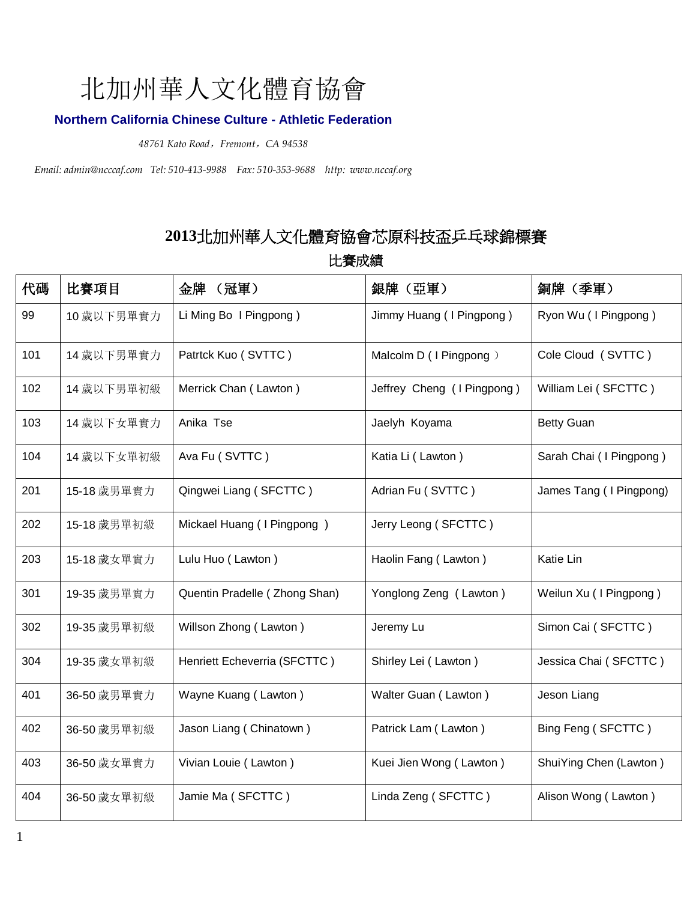# 北加州華人文化體育協會

**Northern California Chinese Culture - Athletic Federation**

*48761 Kato Road，Fremont，CA 94538*

*Email: admin@ncccaf.com Tel: 510-413-9988 Fax: 510-353-9688 http: www.nccaf.org*

## 2013北加州華人文化體育協會芯原科技盃乒乓球錦標賽

### 比賽成績

| 代碼 | 比賽項目 | 金牌 （冠軍） | 銀牌（亞軍） | 銅牌（季軍） |
|---|---|---|---|---|
| 99 | 10 歲以下男單實力 | Li Ming Bo I Pingpong ) | Jimmy Huang ( I Pingpong ) | Ryon Wu ( I Pingpong ) |
| 101 | 14 歲以下男單實力 | Patrtck Kuo ( SVTTC ) | Malcolm D ( I Pingpong ） | Cole Cloud ( SVTTC ) |
| 102 | 14 歲以下男單初級 | Merrick Chan ( Lawton ) | Jeffrey Cheng ( I Pingpong ) | William Lei ( SFCTTC ) |
| 103 | 14 歲以下女單實力 | Anika Tse | Jaelyh Koyama | Betty Guan |
| 104 | 14 歲以下女單初級 | Ava Fu ( SVTTC ) | Katia Li ( Lawton ) | Sarah Chai ( I Pingpong ) |
| 201 | 15-18 歲男單實力 | Qingwei Liang ( SFCTTC ) | Adrian Fu ( SVTTC ) | James Tang ( I Pingpong) |
| 202 | 15-18 歲男單初級 | Mickael Huang ( I Pingpong ) | Jerry Leong ( SFCTTC ) | |
| 203 | 15-18 歲女單實力 | Lulu Huo ( Lawton ) | Haolin Fang ( Lawton ) | Katie Lin |
| 301 | 19-35 歲男單實力 | Quentin Pradelle ( Zhong Shan) | Yonglong Zeng ( Lawton ) | Weilun Xu ( I Pingpong ) |
| 302 | 19-35 歲男單初級 | Willson Zhong ( Lawton ) | Jeremy Lu | Simon Cai ( SFCTTC ) |
| 304 | 19-35 歲女單初級 | Henriett Echeverria (SFCTTC ) | Shirley Lei ( Lawton ) | Jessica Chai ( SFCTTC ) |
| 401 | 36-50 歲男單實力 | Wayne Kuang ( Lawton ) | Walter Guan ( Lawton ) | Jeson Liang |
| 402 | 36-50 歲男單初級 | Jason Liang ( Chinatown ) | Patrick Lam ( Lawton ) | Bing Feng ( SFCTTC ) |
| 403 | 36-50 歲女單實力 | Vivian Louie ( Lawton ) | Kuei Jien Wong ( Lawton ) | ShuiYing Chen (Lawton ) |
| 404 | 36-50 歲女單初級 | Jamie Ma ( SFCTTC ) | Linda Zeng ( SFCTTC ) | Alison Wong ( Lawton ) |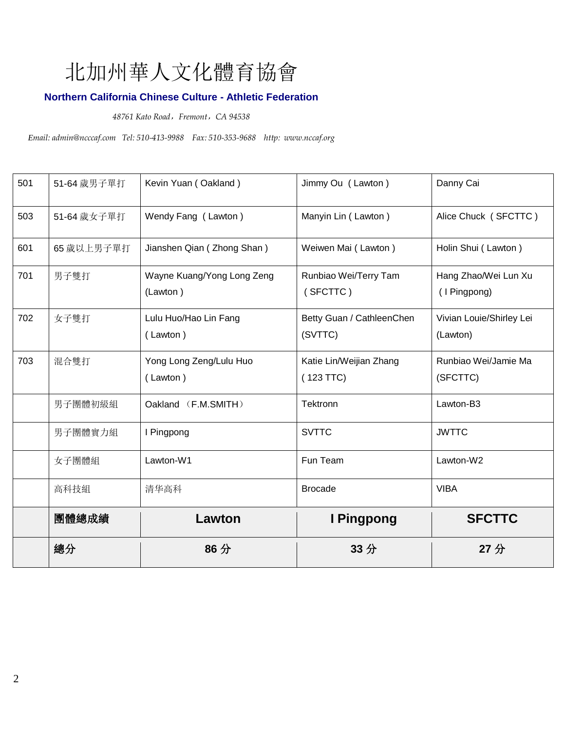# 北加州華人文化體育協會

**Northern California Chinese Culture - Athletic Federation**

*48761 Kato Road，Fremont，CA 94538*

*Email: admin@ncccaf.com   Tel: 510-413-9988   Fax: 510-353-9688   http: www.nccaf.org*

| | | | | |
|---|---|---|---|---|
| 501 | 51-64 歲男子單打 | Kevin Yuan ( Oakland ) | Jimmy Ou ( Lawton ) | Danny Cai |
| 503 | 51-64 歲女子單打 | Wendy Fang ( Lawton ) | Manyin Lin ( Lawton ) | Alice Chuck ( SFCTTC ) |
| 601 | 65 歲以上男子單打 | Jianshen Qian ( Zhong Shan ) | Weiwen Mai ( Lawton ) | Holin Shui ( Lawton ) |
| 701 | 男子雙打 | Wayne Kuang/Yong Long Zeng (Lawton ) | Runbiao Wei/Terry Tam ( SFCTTC ) | Hang Zhao/Wei Lun Xu ( I Pingpong) |
| 702 | 女子雙打 | Lulu Huo/Hao Lin Fang ( Lawton ) | Betty Guan / CathleenChen (SVTTC) | Vivian Louie/Shirley Lei (Lawton) |
| 703 | 混合雙打 | Yong Long Zeng/Lulu Huo ( Lawton ) | Katie Lin/Weijian Zhang ( 123 TTC) | Runbiao Wei/Jamie Ma (SFCTTC) |
| | 男子團體初級組 | Oakland （F.M.SMITH） | Tektronn | Lawton-B3 |
| | 男子團體實力組 | I Pingpong | SVTTC | JWTTC |
| | 女子團體組 | Lawton-W1 | Fun Team | Lawton-W2 |
| | 高科技組 | 清华高科 | Brocade | VIBA |
| | **團體總成績** | **Lawton** | **I Pingpong** | **SFCTTC** |
| | **總分** | **86 分** | **33 分** | **27 分** |